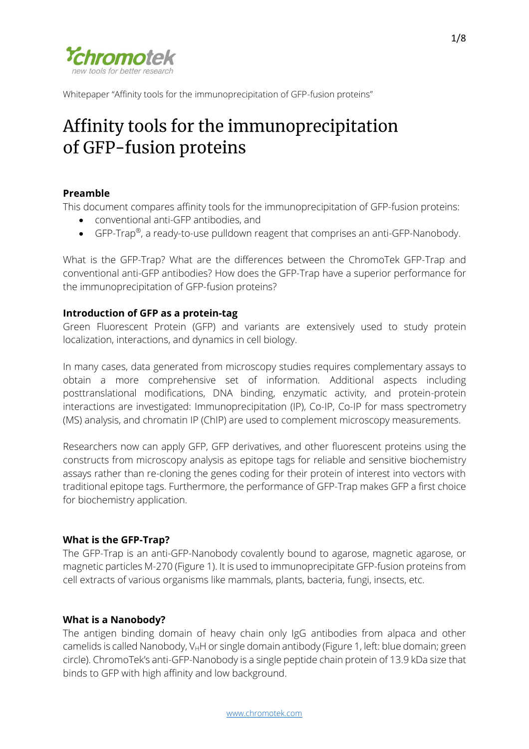# Affinity tools for the immunoprecipitation of GFP-fusion proteins

## Preamble

This document compares affinity tools for the immunoprecipitation of GFP-fusion proteins:

- conventional anti-GFP antibodies, and
- GFP-Trap®, a ready-to-use pulldown reagent that comprises an anti-GFP-Nanobody.

What is the GFP-Trap? What are the differences between the ChromoTek GFP-Trap and conventional anti-GFP antibodies? How does the GFP-Trap have a superior performance for the immunoprecipitation of GFP-fusion proteins?

## Introduction of GFP as a protein-tag

Green Fluorescent Protein (GFP) and variants are extensively used to study protein localization, interactions, and dynamics in cell biology.

In many cases, data generated from microscopy studies requires complementary assays to obtain a more comprehensive set of information. Additional aspects including posttranslational modifications, DNA binding, enzymatic activity, and protein-protein interactions are investigated: Immunoprecipitation (IP), Co-IP, Co-IP for mass spectrometry (MS) analysis, and chromatin IP (ChIP) are used to complement microscopy measurements.

Researchers now can apply GFP, GFP derivatives, and other fluorescent proteins using the constructs from microscopy analysis as epitope tags for reliable and sensitive biochemistry assays rather than re-cloning the genes coding for their protein of interest into vectors with traditional epitope tags. Furthermore, the performance of GFP-Trap makes GFP a first choice for biochemistry application.

## What is the GFP-Trap?

The GFP-Trap is an anti-GFP-Nanobody covalently bound to agarose, magnetic agarose, or magnetic particles M-270 (Figure 1). It is used to immunoprecipitate GFP-fusion proteins from cell extracts of various organisms like mammals, plants, bacteria, fungi, insects, etc.

## What is a Nanobody?

The antigen binding domain of heavy chain only IgG antibodies from alpaca and other camelids is called Nanobody, $V_HH$ or single domain antibody (Figure 1, left: blue domain; green circle). ChromoTek's anti-GFP-Nanobody is a single peptide chain protein of 13.9 kDa size that binds to GFP with high affinity and low background.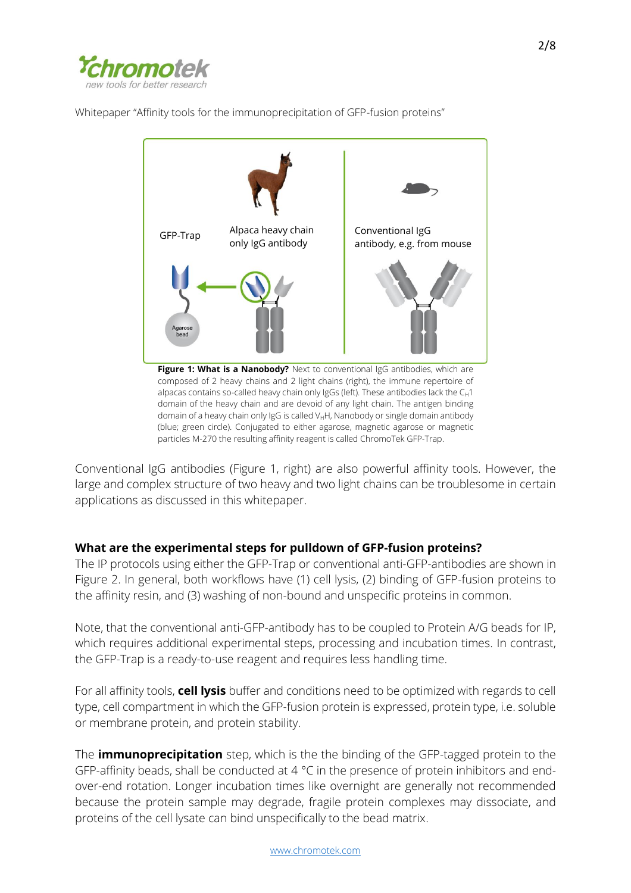GFP-Trap

Alpaca heavy chain only IgG antibody

Conventional IgG antibody, e.g. from mouse

Agarose bead

**Figure 1: What is a Nanobody?** Next to conventional IgG antibodies, which are composed of 2 heavy chains and 2 light chains (right), the immune repertoire of alpacas contains so-called heavy chain only IgGs (left). These antibodies lack the $C_H1$ domain of the heavy chain and are devoid of any light chain. The antigen binding domain of a heavy chain only IgG is called $V_HH$, Nanobody or single domain antibody (blue; green circle). Conjugated to either agarose, magnetic agarose or magnetic particles M-270 the resulting affinity reagent is called ChromoTek GFP-Trap.

Conventional IgG antibodies (Figure 1, right) are also powerful affinity tools. However, the large and complex structure of two heavy and two light chains can be troublesome in certain applications as discussed in this whitepaper.

### What are the experimental steps for pulldown of GFP-fusion proteins?

The IP protocols using either the GFP-Trap or conventional anti-GFP-antibodies are shown in Figure 2. In general, both workflows have (1) cell lysis, (2) binding of GFP-fusion proteins to the affinity resin, and (3) washing of non-bound and unspecific proteins in common.

Note, that the conventional anti-GFP-antibody has to be coupled to Protein A/G beads for IP, which requires additional experimental steps, processing and incubation times. In contrast, the GFP-Trap is a ready-to-use reagent and requires less handling time.

For all affinity tools, **cell lysis** buffer and conditions need to be optimized with regards to cell type, cell compartment in which the GFP-fusion protein is expressed, protein type, i.e. soluble or membrane protein, and protein stability.

The **immunoprecipitation** step, which is the the binding of the GFP-tagged protein to the GFP-affinity beads, shall be conducted at 4 °C in the presence of protein inhibitors and end-over-end rotation. Longer incubation times like overnight are generally not recommended because the protein sample may degrade, fragile protein complexes may dissociate, and proteins of the cell lysate can bind unspecifically to the bead matrix.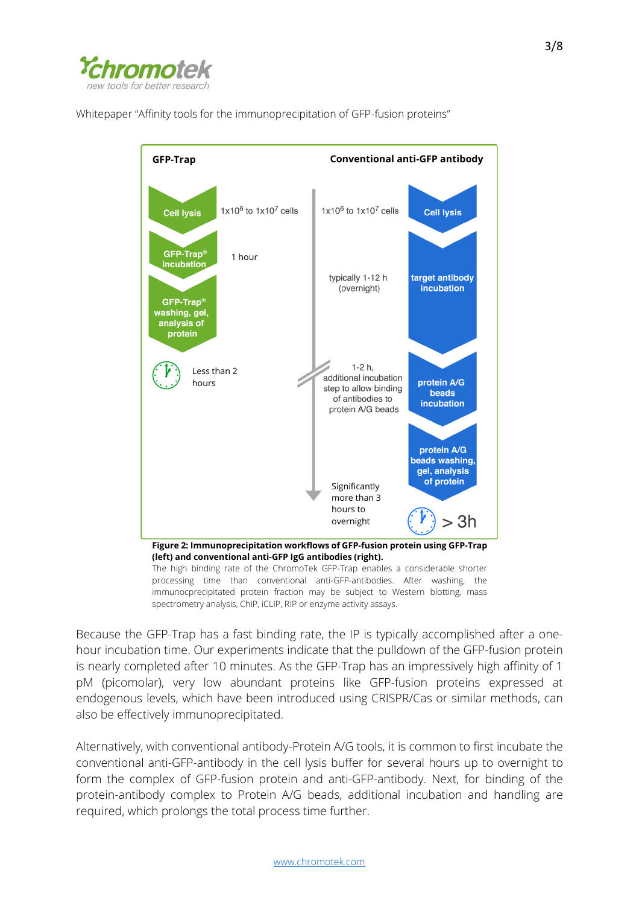Whitepaper “Affinity tools for the immunoprecipitation of GFP-fusion proteins”

| GFP-Trap | | Conventional anti-GFP antibody | |
|---|---|---|---|
| Cell lysis | $1 \times 10^6$ to $1 \times 10^7$ cells | $1 \times 10^6$ to $1 \times 10^7$ cells | Cell lysis |
| GFP-Trap® incubation | 1 hour | typically 1-12 h (overnight) | target antibody incubation |
| GFP-Trap® washing, gel, analysis of protein | | | |
| | Less than 2 hours | 1-2 h, additional incubation step to allow binding of antibodies to protein A/G beads | protein A/G beads incubation |
| | | | protein A/G beads washing, gel, analysis of protein |
| | | Significantly more than 3 hours to overnight | > 3h |

**Figure 2: Immunoprecipitation workflows of GFP-fusion protein using GFP-Trap (left) and conventional anti-GFP IgG antibodies (right).**
The high binding rate of the ChromoTek GFP-Trap enables a considerable shorter processing time than conventional anti-GFP-antibodies. After washing, the immunocprecipitated protein fraction may be subject to Western blotting, mass spectrometry analysis, ChiP, iCLIP, RIP or enzyme activity assays.

Because the GFP-Trap has a fast binding rate, the IP is typically accomplished after a one-hour incubation time. Our experiments indicate that the pulldown of the GFP-fusion protein is nearly completed after 10 minutes. As the GFP-Trap has an impressively high affinity of 1 pM (picomolar), very low abundant proteins like GFP-fusion proteins expressed at endogenous levels, which have been introduced using CRISPR/Cas or similar methods, can also be effectively immunoprecipitated.

Alternatively, with conventional antibody-Protein A/G tools, it is common to first incubate the conventional anti-GFP-antibody in the cell lysis buffer for several hours up to overnight to form the complex of GFP-fusion protein and anti-GFP-antibody. Next, for binding of the protein-antibody complex to Protein A/G beads, additional incubation and handling are required, which prolongs the total process time further.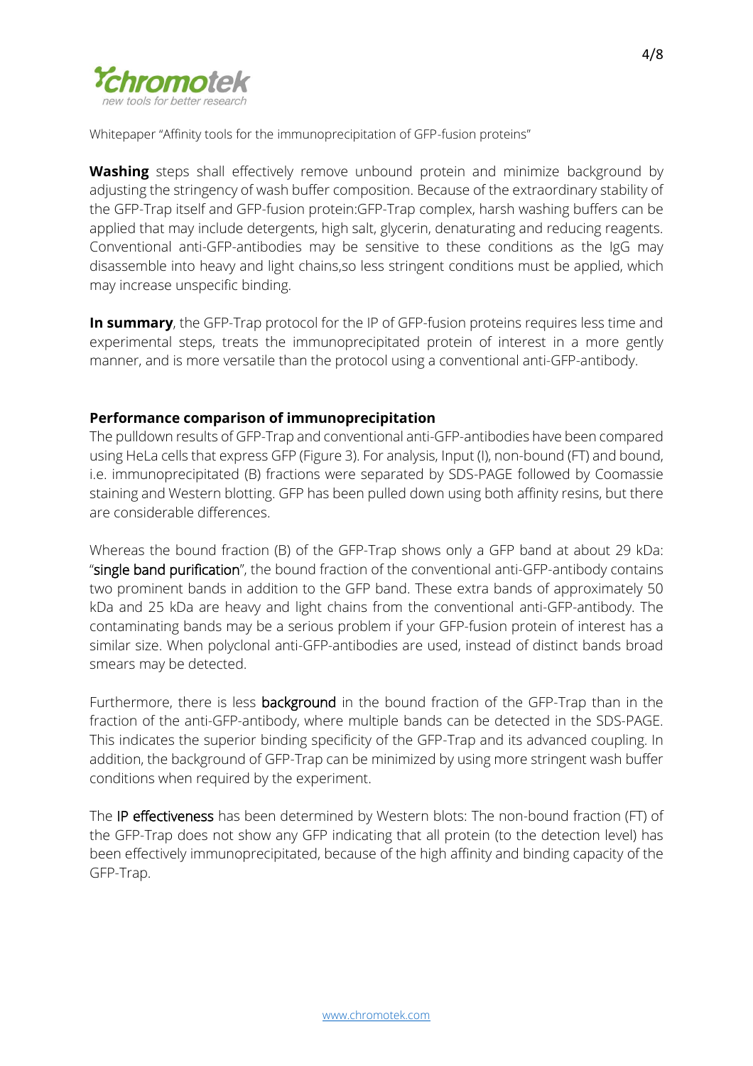**Washing** steps shall effectively remove unbound protein and minimize background by adjusting the stringency of wash buffer composition. Because of the extraordinary stability of the GFP-Trap itself and GFP-fusion protein:GFP-Trap complex, harsh washing buffers can be applied that may include detergents, high salt, glycerin, denaturating and reducing reagents. Conventional anti-GFP-antibodies may be sensitive to these conditions as the IgG may disassemble into heavy and light chains,so less stringent conditions must be applied, which may increase unspecific binding.

**In summary**, the GFP-Trap protocol for the IP of GFP-fusion proteins requires less time and experimental steps, treats the immunoprecipitated protein of interest in a more gently manner, and is more versatile than the protocol using a conventional anti-GFP-antibody.

**Performance comparison of immunoprecipitation**

The pulldown results of GFP-Trap and conventional anti-GFP-antibodies have been compared using HeLa cells that express GFP (Figure 3). For analysis, Input (I), non-bound (FT) and bound, i.e. immunoprecipitated (B) fractions were separated by SDS-PAGE followed by Coomassie staining and Western blotting. GFP has been pulled down using both affinity resins, but there are considerable differences.

Whereas the bound fraction (B) of the GFP-Trap shows only a GFP band at about 29 kDa: "single band purification", the bound fraction of the conventional anti-GFP-antibody contains two prominent bands in addition to the GFP band. These extra bands of approximately 50 kDa and 25 kDa are heavy and light chains from the conventional anti-GFP-antibody. The contaminating bands may be a serious problem if your GFP-fusion protein of interest has a similar size. When polyclonal anti-GFP-antibodies are used, instead of distinct bands broad smears may be detected.

Furthermore, there is less background in the bound fraction of the GFP-Trap than in the fraction of the anti-GFP-antibody, where multiple bands can be detected in the SDS-PAGE. This indicates the superior binding specificity of the GFP-Trap and its advanced coupling. In addition, the background of GFP-Trap can be minimized by using more stringent wash buffer conditions when required by the experiment.

The IP effectiveness has been determined by Western blots: The non-bound fraction (FT) of the GFP-Trap does not show any GFP indicating that all protein (to the detection level) has been effectively immunoprecipitated, because of the high affinity and binding capacity of the GFP-Trap.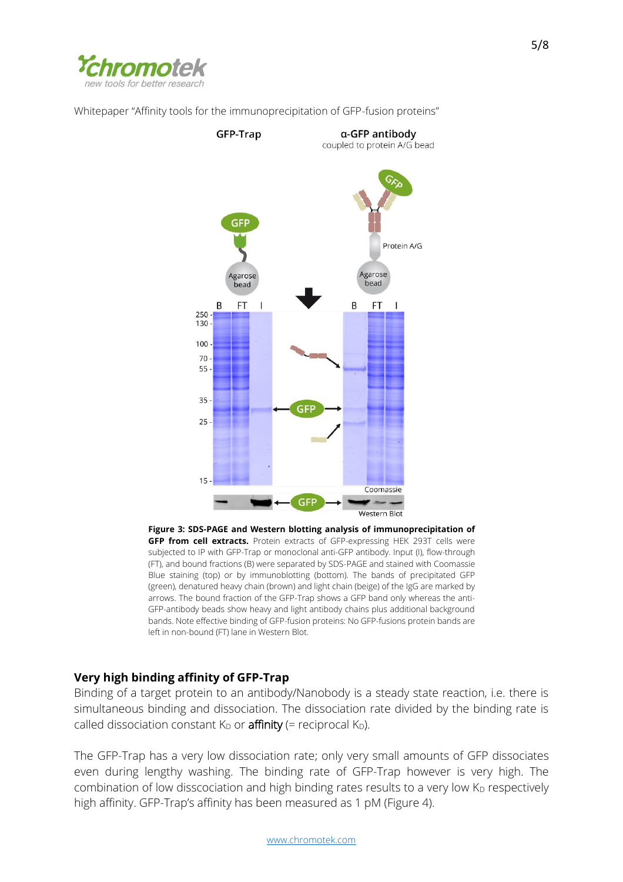Whitepaper "Affinity tools for the immunoprecipitation of GFP-fusion proteins"

**Figure 3: SDS-PAGE and Western blotting analysis of immunoprecipitation of GFP from cell extracts.** Protein extracts of GFP-expressing HEK 293T cells were subjected to IP with GFP-Trap or monoclonal anti-GFP antibody. Input (I), flow-through (FT), and bound fractions (B) were separated by SDS-PAGE and stained with Coomassie Blue staining (top) or by immunoblotting (bottom). The bands of precipitated GFP (green), denatured heavy chain (brown) and light chain (beige) of the IgG are marked by arrows. The bound fraction of the GFP-Trap shows a GFP band only whereas the anti-GFP-antibody beads show heavy and light antibody chains plus additional background bands. Note effective binding of GFP-fusion proteins: No GFP-fusions protein bands are left in non-bound (FT) lane in Western Blot.

## Very high binding affinity of GFP-Trap

Binding of a target protein to an antibody/Nanobody is a steady state reaction, i.e. there is simultaneous binding and dissociation. The dissociation rate divided by the binding rate is called dissociation constant $K_D$ or **affinity** (= reciprocal $K_D$).

The GFP-Trap has a very low dissociation rate; only very small amounts of GFP dissociates even during lengthy washing. The binding rate of GFP-Trap however is very high. The combination of low disscociation and high binding rates results to a very low $K_D$ respectively high affinity. GFP-Trap's affinity has been measured as 1 pM (Figure 4).

www.chromotek.com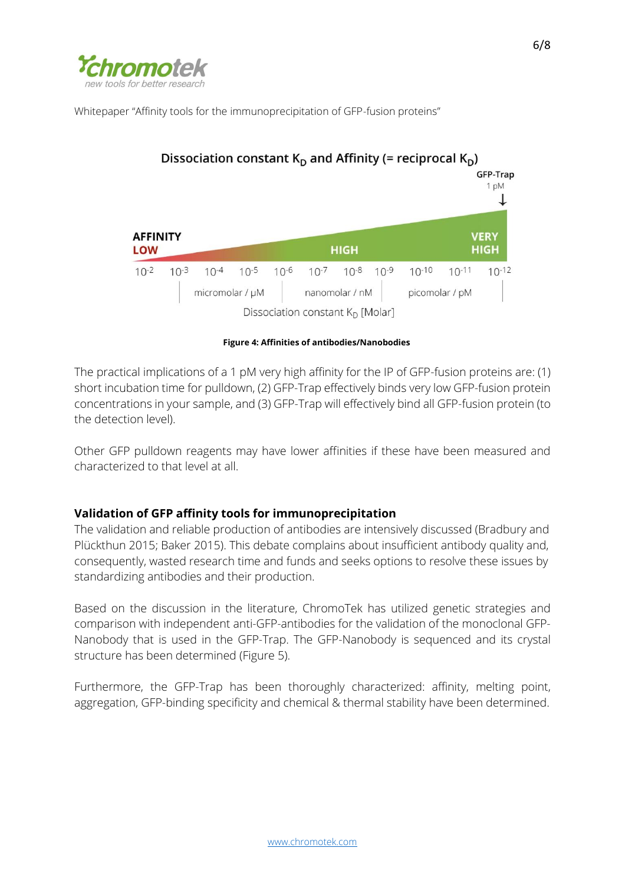Whitepaper "Affinity tools for the immunoprecipitation of GFP-fusion proteins"

Dissociation constant $K_D$ and Affinity (= reciprocal $K_D$)

GFP-Trap 1 pM

AFFINITY LOW — HIGH — VERY HIGH

$10^{-2}$ $10^{-3}$ $10^{-4}$ $10^{-5}$ $10^{-6}$ $10^{-7}$ $10^{-8}$ $10^{-9}$ $10^{-10}$ $10^{-11}$ $10^{-12}$

micromolar / µM — nanomolar / nM — picomolar / pM

Dissociation constant $K_D$ [Molar]

**Figure 4: Affinities of antibodies/Nanobodies**

The practical implications of a 1 pM very high affinity for the IP of GFP-fusion proteins are: (1) short incubation time for pulldown, (2) GFP-Trap effectively binds very low GFP-fusion protein concentrations in your sample, and (3) GFP-Trap will effectively bind all GFP-fusion protein (to the detection level).

Other GFP pulldown reagents may have lower affinities if these have been measured and characterized to that level at all.

## Validation of GFP affinity tools for immunoprecipitation

The validation and reliable production of antibodies are intensively discussed (Bradbury and Plückthun 2015; Baker 2015). This debate complains about insufficient antibody quality and, consequently, wasted research time and funds and seeks options to resolve these issues by standardizing antibodies and their production.

Based on the discussion in the literature, ChromoTek has utilized genetic strategies and comparison with independent anti-GFP-antibodies for the validation of the monoclonal GFP-Nanobody that is used in the GFP-Trap. The GFP-Nanobody is sequenced and its crystal structure has been determined (Figure 5).

Furthermore, the GFP-Trap has been thoroughly characterized: affinity, melting point, aggregation, GFP-binding specificity and chemical & thermal stability have been determined.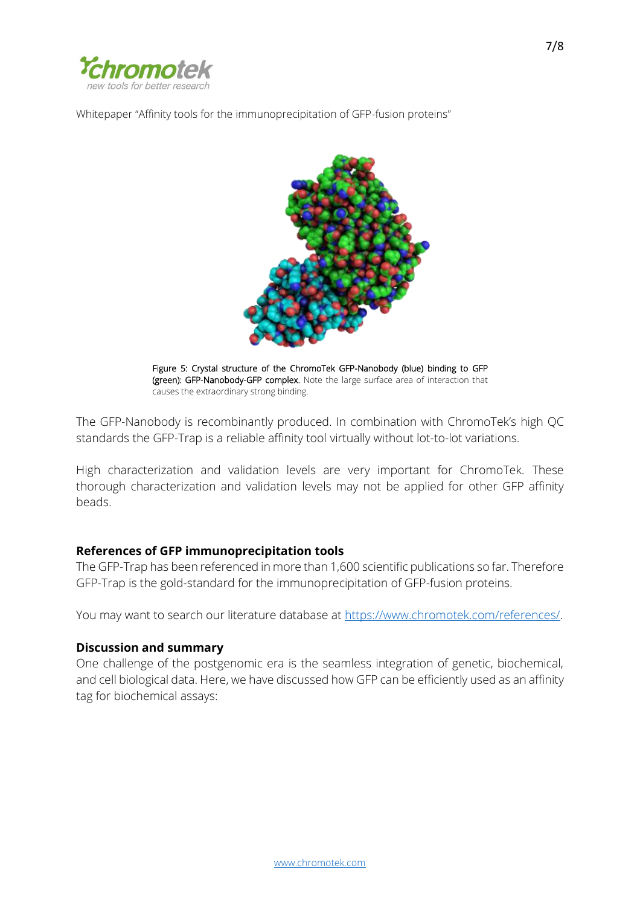Figure 5: Crystal structure of the ChromoTek GFP-Nanobody (blue) binding to GFP (green): GFP-Nanobody-GFP complex. Note the large surface area of interaction that causes the extraordinary strong binding.

The GFP-Nanobody is recombinantly produced. In combination with ChromoTek's high QC standards the GFP-Trap is a reliable affinity tool virtually without lot-to-lot variations.

High characterization and validation levels are very important for ChromoTek. These thorough characterization and validation levels may not be applied for other GFP affinity beads.

## References of GFP immunoprecipitation tools

The GFP-Trap has been referenced in more than 1,600 scientific publications so far. Therefore GFP-Trap is the gold-standard for the immunoprecipitation of GFP-fusion proteins.

You may want to search our literature database at https://www.chromotek.com/references/.

## Discussion and summary

One challenge of the postgenomic era is the seamless integration of genetic, biochemical, and cell biological data. Here, we have discussed how GFP can be efficiently used as an affinity tag for biochemical assays: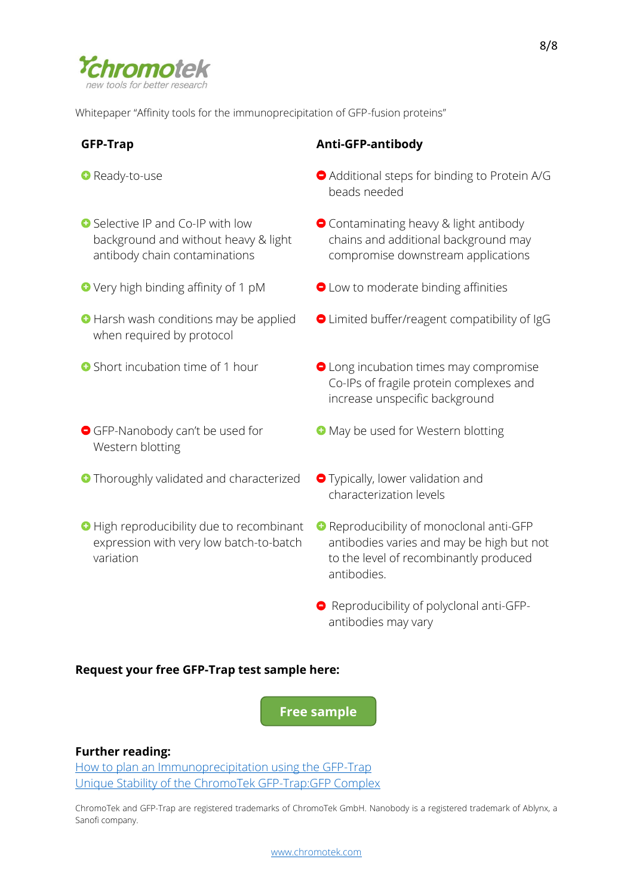Whitepaper "Affinity tools for the immunoprecipitation of GFP-fusion proteins"

| GFP-Trap | Anti-GFP-antibody |
| --- | --- |
| ⊕ Ready-to-use | ⊖ Additional steps for binding to Protein A/G beads needed |
| ⊕ Selective IP and Co-IP with low background and without heavy & light antibody chain contaminations | ⊖ Contaminating heavy & light antibody chains and additional background may compromise downstream applications |
| ⊕ Very high binding affinity of 1 pM | ⊖ Low to moderate binding affinities |
| ⊕ Harsh wash conditions may be applied when required by protocol | ⊖ Limited buffer/reagent compatibility of IgG |
| ⊕ Short incubation time of 1 hour | ⊖ Long incubation times may compromise Co-IPs of fragile protein complexes and increase unspecific background |
| ⊖ GFP-Nanobody can't be used for Western blotting | ⊕ May be used for Western blotting |
| ⊕ Thoroughly validated and characterized | ⊖ Typically, lower validation and characterization levels |
| ⊕ High reproducibility due to recombinant expression with very low batch-to-batch variation | ⊕ Reproducibility of monoclonal anti-GFP antibodies varies and may be high but not to the level of recombinantly produced antibodies. |
| | ⊖ Reproducibility of polyclonal anti-GFP-antibodies may vary |

**Request your free GFP-Trap test sample here:**

**Free sample**

**Further reading:**

[How to plan an Immunoprecipitation using the GFP-Trap]

[Unique Stability of the ChromoTek GFP-Trap:GFP Complex]

ChromoTek and GFP-Trap are registered trademarks of ChromoTek GmbH. Nanobody is a registered trademark of Ablynx, a Sanofi company.

www.chromotek.com